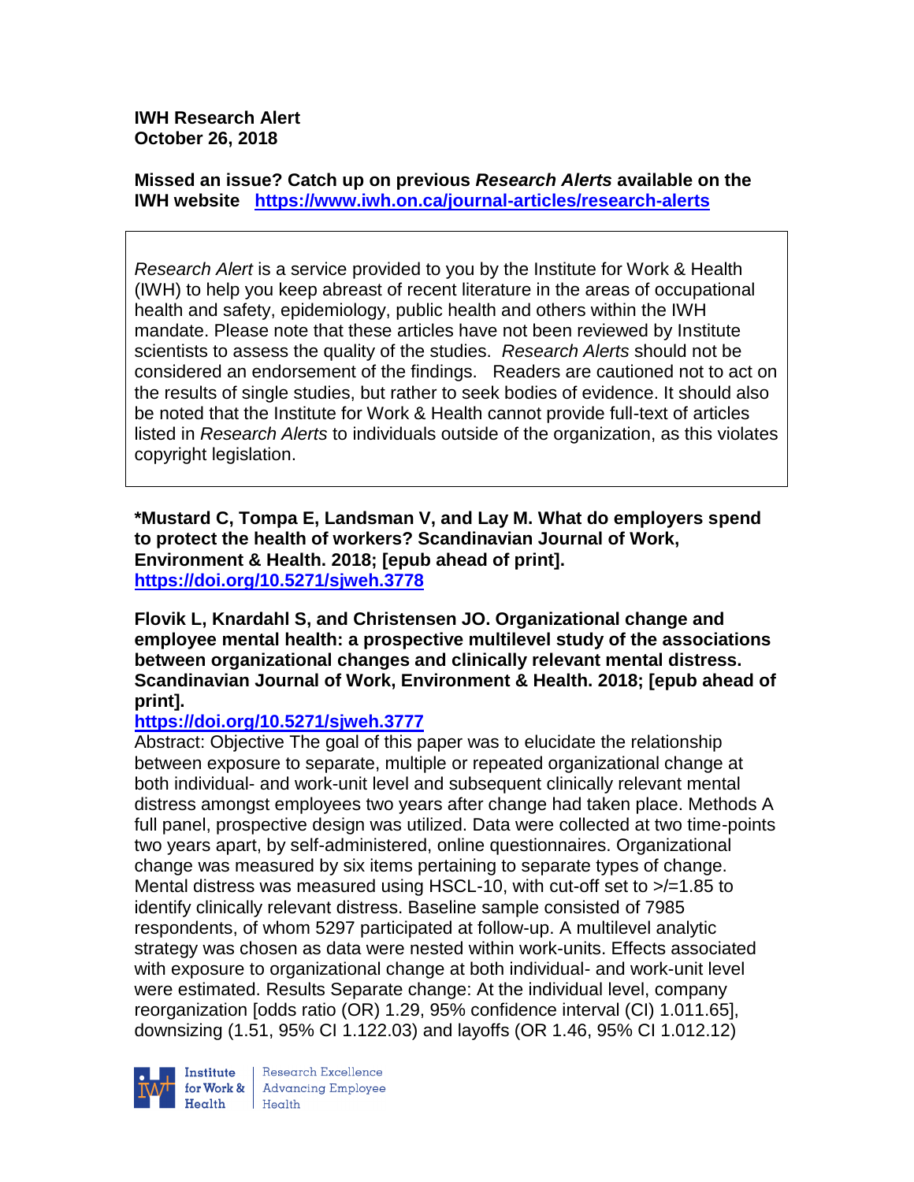**IWH Research Alert**
**October 26, 2018**

**Missed an issue? Catch up on previous *Research Alerts* available on the IWH website** https://www.iwh.on.ca/journal-articles/research-alerts

*Research Alert* is a service provided to you by the Institute for Work & Health (IWH) to help you keep abreast of recent literature in the areas of occupational health and safety, epidemiology, public health and others within the IWH mandate. Please note that these articles have not been reviewed by Institute scientists to assess the quality of the studies. *Research Alerts* should not be considered an endorsement of the findings. Readers are cautioned not to act on the results of single studies, but rather to seek bodies of evidence. It should also be noted that the Institute for Work & Health cannot provide full-text of articles listed in *Research Alerts* to individuals outside of the organization, as this violates copyright legislation.

**\*Mustard C, Tompa E, Landsman V, and Lay M. What do employers spend to protect the health of workers? Scandinavian Journal of Work, Environment & Health. 2018; [epub ahead of print].**
**https://doi.org/10.5271/sjweh.3778**

**Flovik L, Knardahl S, and Christensen JO. Organizational change and employee mental health: a prospective multilevel study of the associations between organizational changes and clinically relevant mental distress. Scandinavian Journal of Work, Environment & Health. 2018; [epub ahead of print].**
**https://doi.org/10.5271/sjweh.3777**
Abstract: Objective The goal of this paper was to elucidate the relationship between exposure to separate, multiple or repeated organizational change at both individual- and work-unit level and subsequent clinically relevant mental distress amongst employees two years after change had taken place. Methods A full panel, prospective design was utilized. Data were collected at two time-points two years apart, by self-administered, online questionnaires. Organizational change was measured by six items pertaining to separate types of change. Mental distress was measured using HSCL-10, with cut-off set to >/=1.85 to identify clinically relevant distress. Baseline sample consisted of 7985 respondents, of whom 5297 participated at follow-up. A multilevel analytic strategy was chosen as data were nested within work-units. Effects associated with exposure to organizational change at both individual- and work-unit level were estimated. Results Separate change: At the individual level, company reorganization [odds ratio (OR) 1.29, 95% confidence interval (CI) 1.011.65], downsizing (1.51, 95% CI 1.122.03) and layoffs (OR 1.46, 95% CI 1.012.12)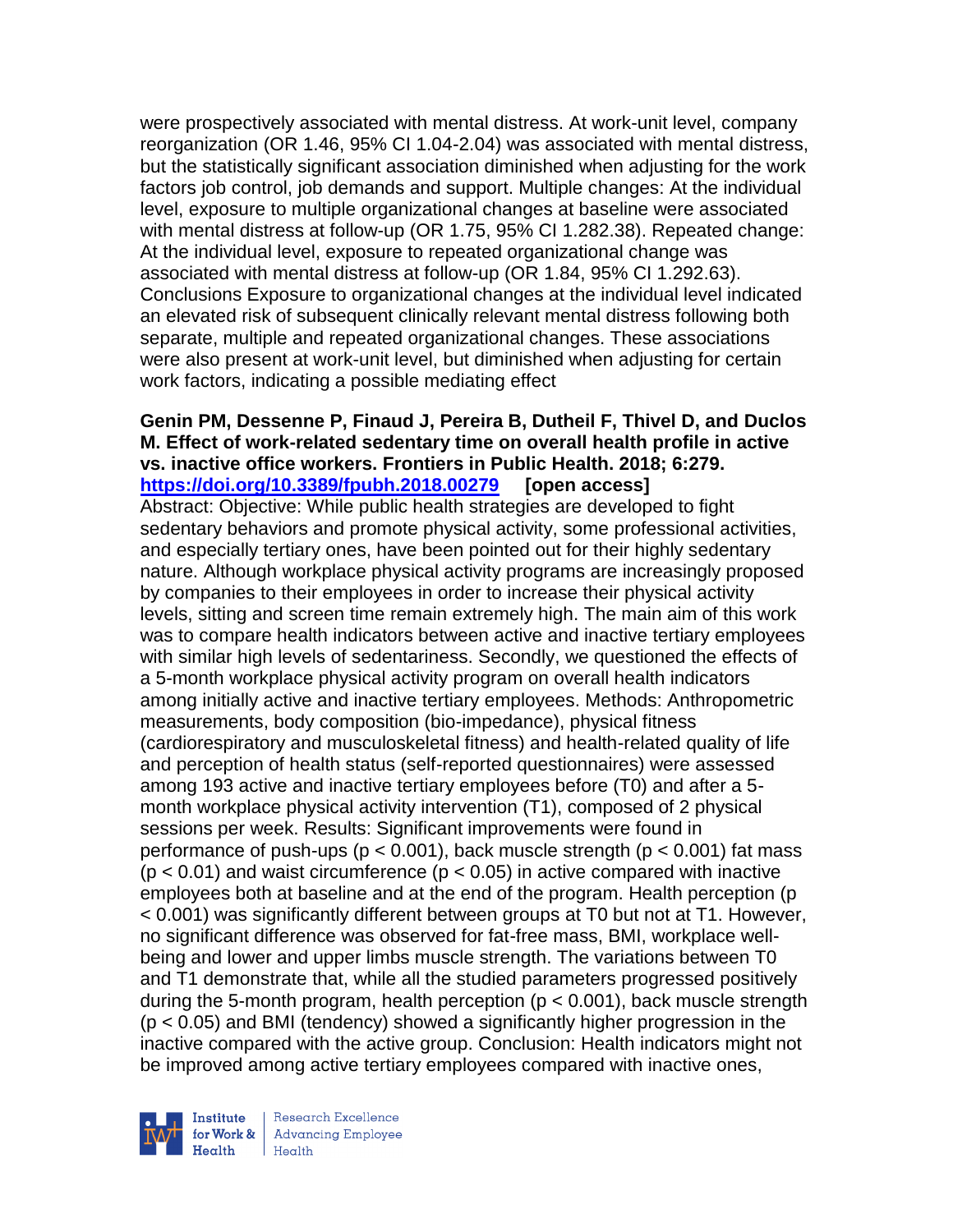were prospectively associated with mental distress. At work-unit level, company reorganization (OR 1.46, 95% CI 1.04-2.04) was associated with mental distress, but the statistically significant association diminished when adjusting for the work factors job control, job demands and support. Multiple changes: At the individual level, exposure to multiple organizational changes at baseline were associated with mental distress at follow-up (OR 1.75, 95% CI 1.282.38). Repeated change: At the individual level, exposure to repeated organizational change was associated with mental distress at follow-up (OR 1.84, 95% CI 1.292.63). Conclusions Exposure to organizational changes at the individual level indicated an elevated risk of subsequent clinically relevant mental distress following both separate, multiple and repeated organizational changes. These associations were also present at work-unit level, but diminished when adjusting for certain work factors, indicating a possible mediating effect

**Genin PM, Dessenne P, Finaud J, Pereira B, Dutheil F, Thivel D, and Duclos M. Effect of work-related sedentary time on overall health profile in active vs. inactive office workers. Frontiers in Public Health. 2018; 6:279. https://doi.org/10.3389/fpubh.2018.00279 [open access]**

Abstract: Objective: While public health strategies are developed to fight sedentary behaviors and promote physical activity, some professional activities, and especially tertiary ones, have been pointed out for their highly sedentary nature. Although workplace physical activity programs are increasingly proposed by companies to their employees in order to increase their physical activity levels, sitting and screen time remain extremely high. The main aim of this work was to compare health indicators between active and inactive tertiary employees with similar high levels of sedentariness. Secondly, we questioned the effects of a 5-month workplace physical activity program on overall health indicators among initially active and inactive tertiary employees. Methods: Anthropometric measurements, body composition (bio-impedance), physical fitness (cardiorespiratory and musculoskeletal fitness) and health-related quality of life and perception of health status (self-reported questionnaires) were assessed among 193 active and inactive tertiary employees before (T0) and after a 5-month workplace physical activity intervention (T1), composed of 2 physical sessions per week. Results: Significant improvements were found in performance of push-ups ($p < 0.001$), back muscle strength ($p < 0.001$) fat mass ($p < 0.01$) and waist circumference ($p < 0.05$) in active compared with inactive employees both at baseline and at the end of the program. Health perception ($p < 0.001$) was significantly different between groups at T0 but not at T1. However, no significant difference was observed for fat-free mass, BMI, workplace well-being and lower and upper limbs muscle strength. The variations between T0 and T1 demonstrate that, while all the studied parameters progressed positively during the 5-month program, health perception ($p < 0.001$), back muscle strength ($p < 0.05$) and BMI (tendency) showed a significantly higher progression in the inactive compared with the active group. Conclusion: Health indicators might not be improved among active tertiary employees compared with inactive ones,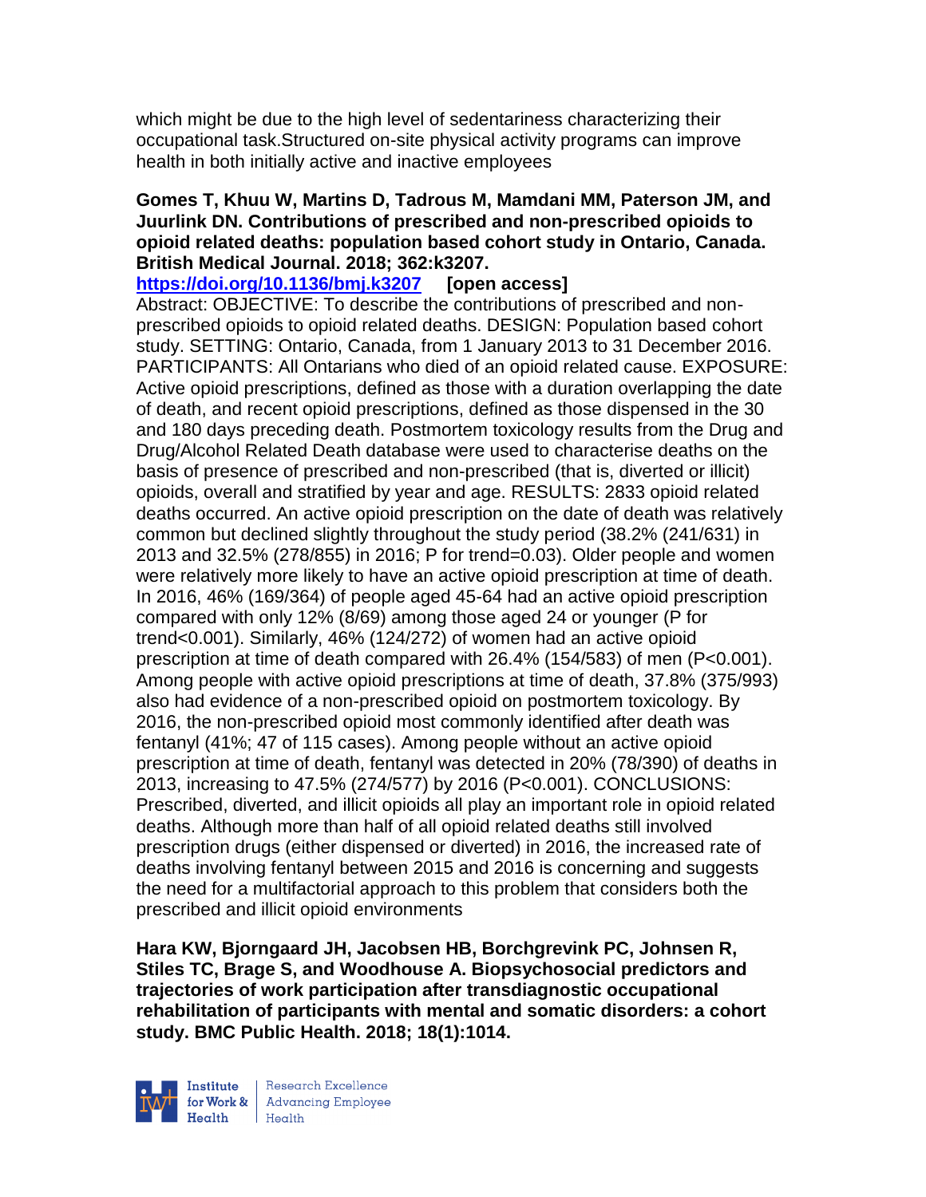which might be due to the high level of sedentariness characterizing their occupational task.Structured on-site physical activity programs can improve health in both initially active and inactive employees

**Gomes T, Khuu W, Martins D, Tadrous M, Mamdani MM, Paterson JM, and Juurlink DN. Contributions of prescribed and non-prescribed opioids to opioid related deaths: population based cohort study in Ontario, Canada. British Medical Journal. 2018; 362:k3207.**
**https://doi.org/10.1136/bmj.k3207 [open access]**
Abstract: OBJECTIVE: To describe the contributions of prescribed and non-prescribed opioids to opioid related deaths. DESIGN: Population based cohort study. SETTING: Ontario, Canada, from 1 January 2013 to 31 December 2016. PARTICIPANTS: All Ontarians who died of an opioid related cause. EXPOSURE: Active opioid prescriptions, defined as those with a duration overlapping the date of death, and recent opioid prescriptions, defined as those dispensed in the 30 and 180 days preceding death. Postmortem toxicology results from the Drug and Drug/Alcohol Related Death database were used to characterise deaths on the basis of presence of prescribed and non-prescribed (that is, diverted or illicit) opioids, overall and stratified by year and age. RESULTS: 2833 opioid related deaths occurred. An active opioid prescription on the date of death was relatively common but declined slightly throughout the study period (38.2% (241/631) in 2013 and 32.5% (278/855) in 2016; P for trend=0.03). Older people and women were relatively more likely to have an active opioid prescription at time of death. In 2016, 46% (169/364) of people aged 45-64 had an active opioid prescription compared with only 12% (8/69) among those aged 24 or younger (P for trend<0.001). Similarly, 46% (124/272) of women had an active opioid prescription at time of death compared with 26.4% (154/583) of men (P<0.001). Among people with active opioid prescriptions at time of death, 37.8% (375/993) also had evidence of a non-prescribed opioid on postmortem toxicology. By 2016, the non-prescribed opioid most commonly identified after death was fentanyl (41%; 47 of 115 cases). Among people without an active opioid prescription at time of death, fentanyl was detected in 20% (78/390) of deaths in 2013, increasing to 47.5% (274/577) by 2016 (P<0.001). CONCLUSIONS: Prescribed, diverted, and illicit opioids all play an important role in opioid related deaths. Although more than half of all opioid related deaths still involved prescription drugs (either dispensed or diverted) in 2016, the increased rate of deaths involving fentanyl between 2015 and 2016 is concerning and suggests the need for a multifactorial approach to this problem that considers both the prescribed and illicit opioid environments

**Hara KW, Bjorngaard JH, Jacobsen HB, Borchgrevink PC, Johnsen R, Stiles TC, Brage S, and Woodhouse A. Biopsychosocial predictors and trajectories of work participation after transdiagnostic occupational rehabilitation of participants with mental and somatic disorders: a cohort study. BMC Public Health. 2018; 18(1):1014.**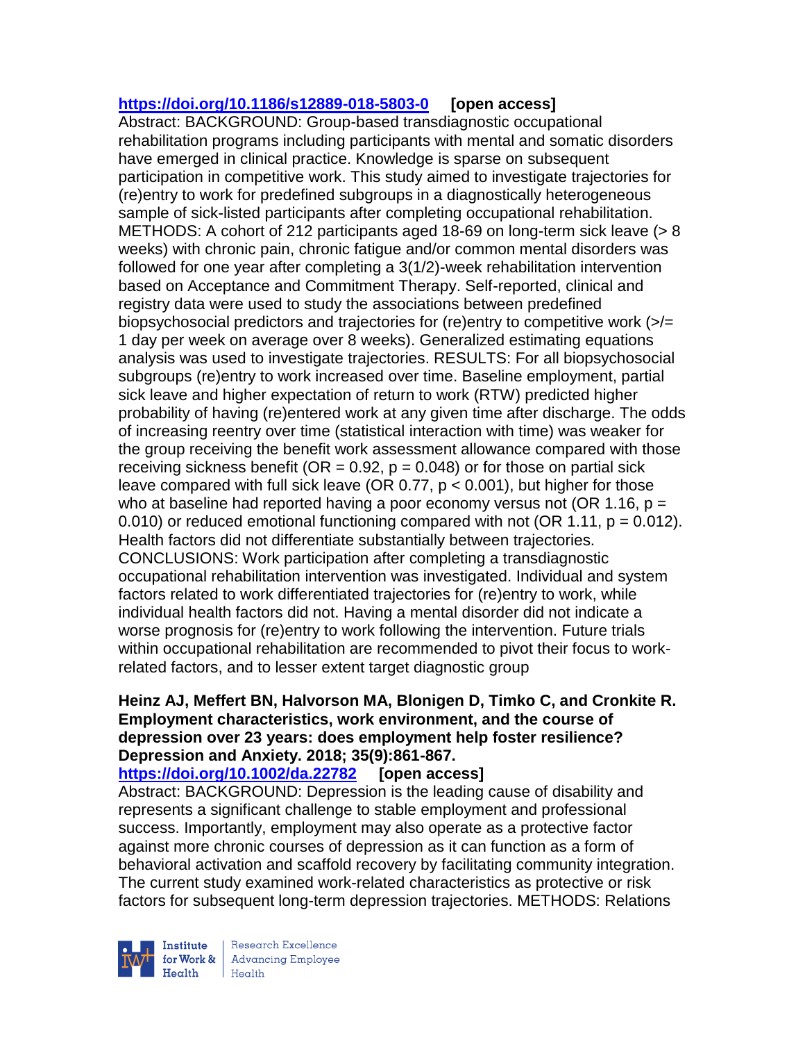**https://doi.org/10.1186/s12889-018-5803-0** **[open access]**

Abstract: BACKGROUND: Group-based transdiagnostic occupational rehabilitation programs including participants with mental and somatic disorders have emerged in clinical practice. Knowledge is sparse on subsequent participation in competitive work. This study aimed to investigate trajectories for (re)entry to work for predefined subgroups in a diagnostically heterogeneous sample of sick-listed participants after completing occupational rehabilitation. METHODS: A cohort of 212 participants aged 18-69 on long-term sick leave (> 8 weeks) with chronic pain, chronic fatigue and/or common mental disorders was followed for one year after completing a 3(1/2)-week rehabilitation intervention based on Acceptance and Commitment Therapy. Self-reported, clinical and registry data were used to study the associations between predefined biopsychosocial predictors and trajectories for (re)entry to competitive work (>/= 1 day per week on average over 8 weeks). Generalized estimating equations analysis was used to investigate trajectories. RESULTS: For all biopsychosocial subgroups (re)entry to work increased over time. Baseline employment, partial sick leave and higher expectation of return to work (RTW) predicted higher probability of having (re)entered work at any given time after discharge. The odds of increasing reentry over time (statistical interaction with time) was weaker for the group receiving the benefit work assessment allowance compared with those receiving sickness benefit (OR = 0.92, $p = 0.048$) or for those on partial sick leave compared with full sick leave (OR 0.77, $p < 0.001$), but higher for those who at baseline had reported having a poor economy versus not (OR 1.16, $p = 0.010$) or reduced emotional functioning compared with not (OR 1.11, $p = 0.012$). Health factors did not differentiate substantially between trajectories. CONCLUSIONS: Work participation after completing a transdiagnostic occupational rehabilitation intervention was investigated. Individual and system factors related to work differentiated trajectories for (re)entry to work, while individual health factors did not. Having a mental disorder did not indicate a worse prognosis for (re)entry to work following the intervention. Future trials within occupational rehabilitation are recommended to pivot their focus to work-related factors, and to lesser extent target diagnostic group

**Heinz AJ, Meffert BN, Halvorson MA, Blonigen D, Timko C, and Cronkite R. Employment characteristics, work environment, and the course of depression over 23 years: does employment help foster resilience? Depression and Anxiety. 2018; 35(9):861-867.**

**https://doi.org/10.1002/da.22782** **[open access]**

Abstract: BACKGROUND: Depression is the leading cause of disability and represents a significant challenge to stable employment and professional success. Importantly, employment may also operate as a protective factor against more chronic courses of depression as it can function as a form of behavioral activation and scaffold recovery by facilitating community integration. The current study examined work-related characteristics as protective or risk factors for subsequent long-term depression trajectories. METHODS: Relations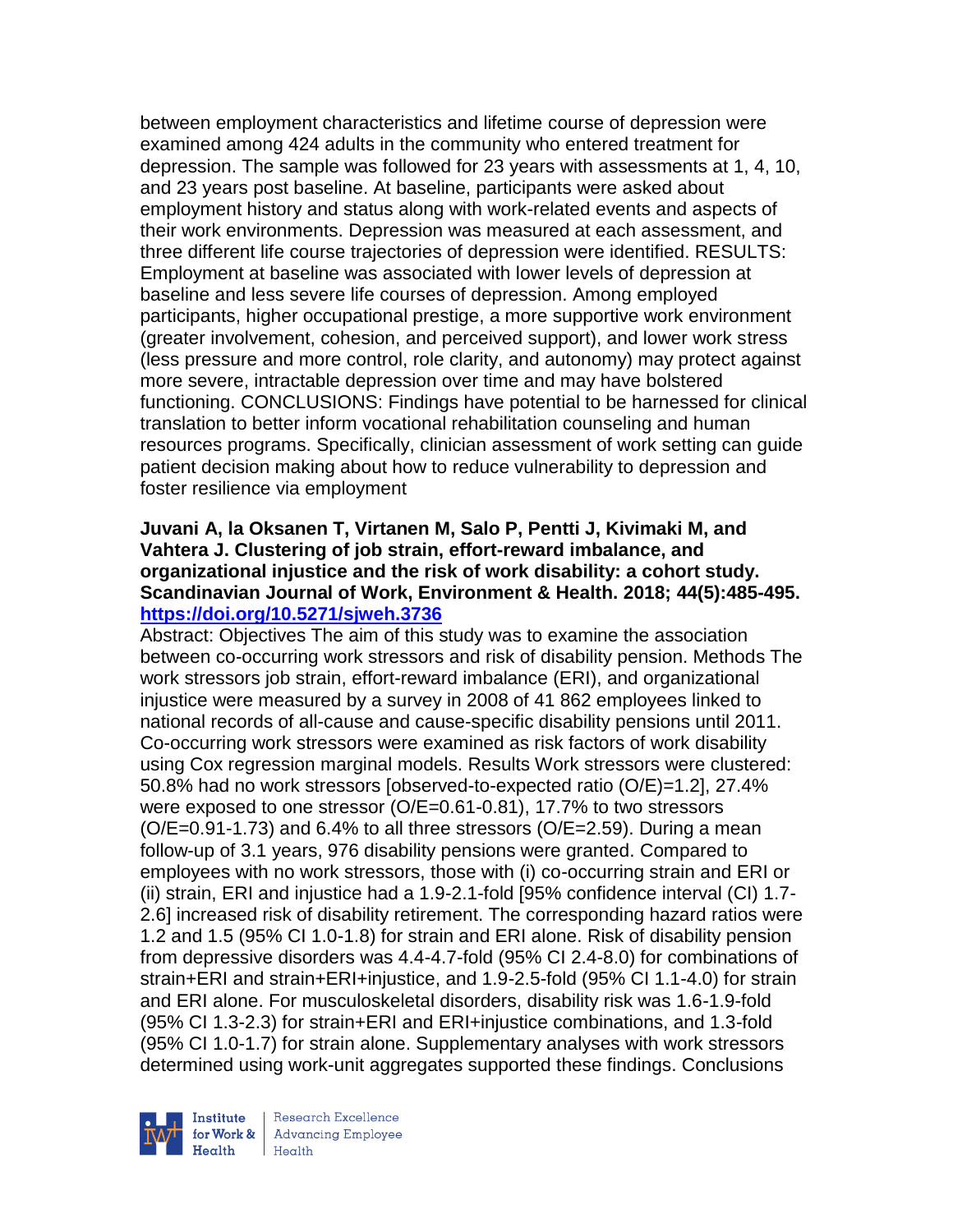between employment characteristics and lifetime course of depression were examined among 424 adults in the community who entered treatment for depression. The sample was followed for 23 years with assessments at 1, 4, 10, and 23 years post baseline. At baseline, participants were asked about employment history and status along with work-related events and aspects of their work environments. Depression was measured at each assessment, and three different life course trajectories of depression were identified. RESULTS: Employment at baseline was associated with lower levels of depression at baseline and less severe life courses of depression. Among employed participants, higher occupational prestige, a more supportive work environment (greater involvement, cohesion, and perceived support), and lower work stress (less pressure and more control, role clarity, and autonomy) may protect against more severe, intractable depression over time and may have bolstered functioning. CONCLUSIONS: Findings have potential to be harnessed for clinical translation to better inform vocational rehabilitation counseling and human resources programs. Specifically, clinician assessment of work setting can guide patient decision making about how to reduce vulnerability to depression and foster resilience via employment

**Juvani A, la Oksanen T, Virtanen M, Salo P, Pentti J, Kivimaki M, and Vahtera J. Clustering of job strain, effort-reward imbalance, and organizational injustice and the risk of work disability: a cohort study. Scandinavian Journal of Work, Environment & Health. 2018; 44(5):485-495. [https://doi.org/10.5271/sjweh.3736](https://doi.org/10.5271/sjweh.3736)**

Abstract: Objectives The aim of this study was to examine the association between co-occurring work stressors and risk of disability pension. Methods The work stressors job strain, effort-reward imbalance (ERI), and organizational injustice were measured by a survey in 2008 of 41 862 employees linked to national records of all-cause and cause-specific disability pensions until 2011. Co-occurring work stressors were examined as risk factors of work disability using Cox regression marginal models. Results Work stressors were clustered: 50.8% had no work stressors [observed-to-expected ratio (O/E)=1.2], 27.4% were exposed to one stressor (O/E=0.61-0.81), 17.7% to two stressors (O/E=0.91-1.73) and 6.4% to all three stressors (O/E=2.59). During a mean follow-up of 3.1 years, 976 disability pensions were granted. Compared to employees with no work stressors, those with (i) co-occurring strain and ERI or (ii) strain, ERI and injustice had a 1.9-2.1-fold [95% confidence interval (CI) 1.7-2.6] increased risk of disability retirement. The corresponding hazard ratios were 1.2 and 1.5 (95% CI 1.0-1.8) for strain and ERI alone. Risk of disability pension from depressive disorders was 4.4-4.7-fold (95% CI 2.4-8.0) for combinations of strain+ERI and strain+ERI+injustice, and 1.9-2.5-fold (95% CI 1.1-4.0) for strain and ERI alone. For musculoskeletal disorders, disability risk was 1.6-1.9-fold (95% CI 1.3-2.3) for strain+ERI and ERI+injustice combinations, and 1.3-fold (95% CI 1.0-1.7) for strain alone. Supplementary analyses with work stressors determined using work-unit aggregates supported these findings. Conclusions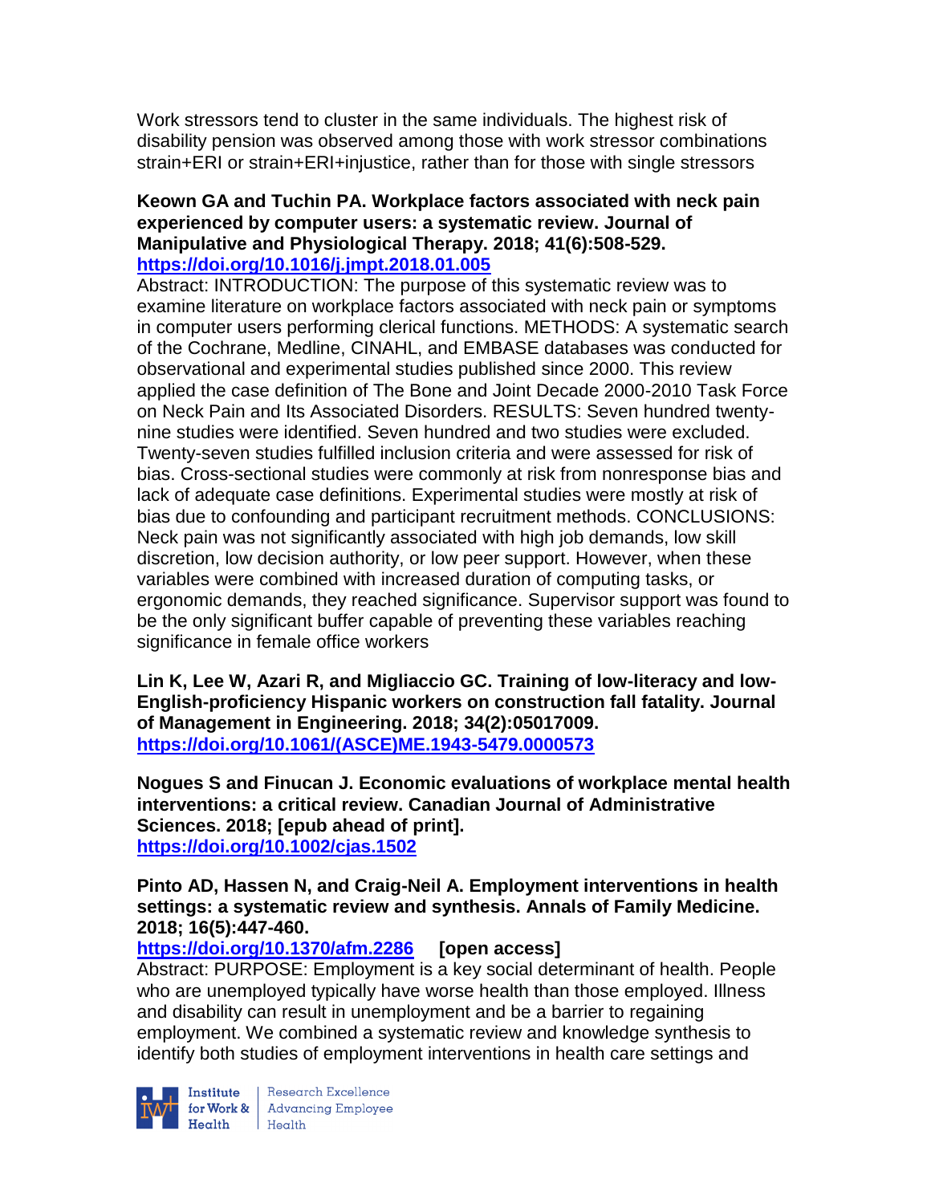Work stressors tend to cluster in the same individuals. The highest risk of disability pension was observed among those with work stressor combinations strain+ERI or strain+ERI+injustice, rather than for those with single stressors

**Keown GA and Tuchin PA. Workplace factors associated with neck pain experienced by computer users: a systematic review. Journal of Manipulative and Physiological Therapy. 2018; 41(6):508-529.**
**https://doi.org/10.1016/j.jmpt.2018.01.005**

Abstract: INTRODUCTION: The purpose of this systematic review was to examine literature on workplace factors associated with neck pain or symptoms in computer users performing clerical functions. METHODS: A systematic search of the Cochrane, Medline, CINAHL, and EMBASE databases was conducted for observational and experimental studies published since 2000. This review applied the case definition of The Bone and Joint Decade 2000-2010 Task Force on Neck Pain and Its Associated Disorders. RESULTS: Seven hundred twenty-nine studies were identified. Seven hundred and two studies were excluded. Twenty-seven studies fulfilled inclusion criteria and were assessed for risk of bias. Cross-sectional studies were commonly at risk from nonresponse bias and lack of adequate case definitions. Experimental studies were mostly at risk of bias due to confounding and participant recruitment methods. CONCLUSIONS: Neck pain was not significantly associated with high job demands, low skill discretion, low decision authority, or low peer support. However, when these variables were combined with increased duration of computing tasks, or ergonomic demands, they reached significance. Supervisor support was found to be the only significant buffer capable of preventing these variables reaching significance in female office workers

**Lin K, Lee W, Azari R, and Migliaccio GC. Training of low-literacy and low-English-proficiency Hispanic workers on construction fall fatality. Journal of Management in Engineering. 2018; 34(2):05017009.**
**https://doi.org/10.1061/(ASCE)ME.1943-5479.0000573**

**Nogues S and Finucan J. Economic evaluations of workplace mental health interventions: a critical review. Canadian Journal of Administrative Sciences. 2018; [epub ahead of print].**
**https://doi.org/10.1002/cjas.1502**

**Pinto AD, Hassen N, and Craig-Neil A. Employment interventions in health settings: a systematic review and synthesis. Annals of Family Medicine. 2018; 16(5):447-460.**
**https://doi.org/10.1370/afm.2286** **[open access]**

Abstract: PURPOSE: Employment is a key social determinant of health. People who are unemployed typically have worse health than those employed. Illness and disability can result in unemployment and be a barrier to regaining employment. We combined a systematic review and knowledge synthesis to identify both studies of employment interventions in health care settings and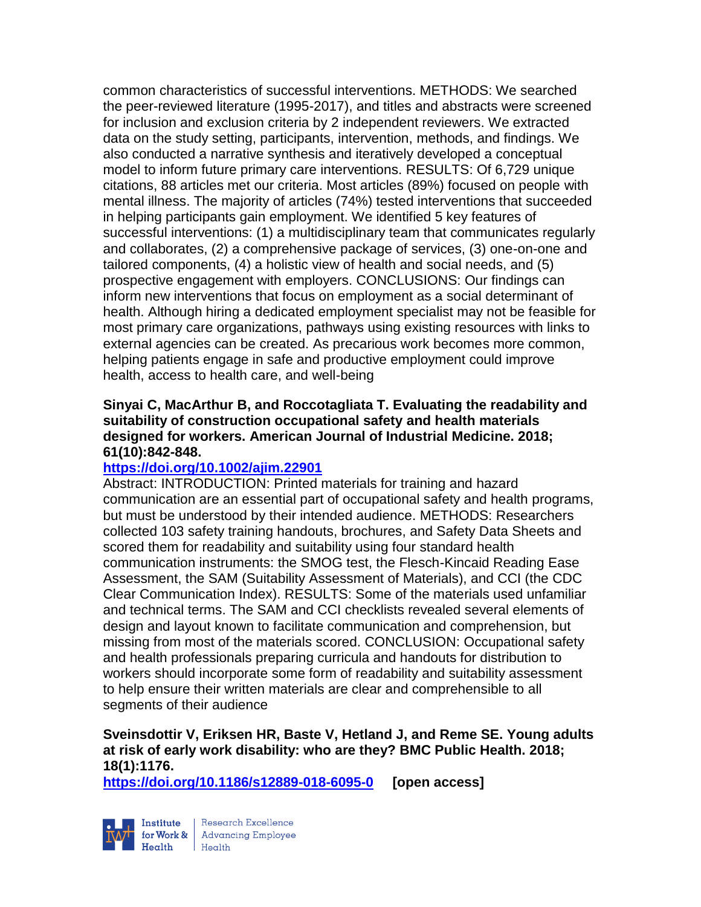common characteristics of successful interventions. METHODS: We searched the peer-reviewed literature (1995-2017), and titles and abstracts were screened for inclusion and exclusion criteria by 2 independent reviewers. We extracted data on the study setting, participants, intervention, methods, and findings. We also conducted a narrative synthesis and iteratively developed a conceptual model to inform future primary care interventions. RESULTS: Of 6,729 unique citations, 88 articles met our criteria. Most articles (89%) focused on people with mental illness. The majority of articles (74%) tested interventions that succeeded in helping participants gain employment. We identified 5 key features of successful interventions: (1) a multidisciplinary team that communicates regularly and collaborates, (2) a comprehensive package of services, (3) one-on-one and tailored components, (4) a holistic view of health and social needs, and (5) prospective engagement with employers. CONCLUSIONS: Our findings can inform new interventions that focus on employment as a social determinant of health. Although hiring a dedicated employment specialist may not be feasible for most primary care organizations, pathways using existing resources with links to external agencies can be created. As precarious work becomes more common, helping patients engage in safe and productive employment could improve health, access to health care, and well-being

**Sinyai C, MacArthur B, and Roccotagliata T. Evaluating the readability and suitability of construction occupational safety and health materials designed for workers. American Journal of Industrial Medicine. 2018; 61(10):842-848.**

**https://doi.org/10.1002/ajim.22901**

Abstract: INTRODUCTION: Printed materials for training and hazard communication are an essential part of occupational safety and health programs, but must be understood by their intended audience. METHODS: Researchers collected 103 safety training handouts, brochures, and Safety Data Sheets and scored them for readability and suitability using four standard health communication instruments: the SMOG test, the Flesch-Kincaid Reading Ease Assessment, the SAM (Suitability Assessment of Materials), and CCI (the CDC Clear Communication Index). RESULTS: Some of the materials used unfamiliar and technical terms. The SAM and CCI checklists revealed several elements of design and layout known to facilitate communication and comprehension, but missing from most of the materials scored. CONCLUSION: Occupational safety and health professionals preparing curricula and handouts for distribution to workers should incorporate some form of readability and suitability assessment to help ensure their written materials are clear and comprehensible to all segments of their audience

**Sveinsdottir V, Eriksen HR, Baste V, Hetland J, and Reme SE. Young adults at risk of early work disability: who are they? BMC Public Health. 2018; 18(1):1176.**

**https://doi.org/10.1186/s12889-018-6095-0** **[open access]**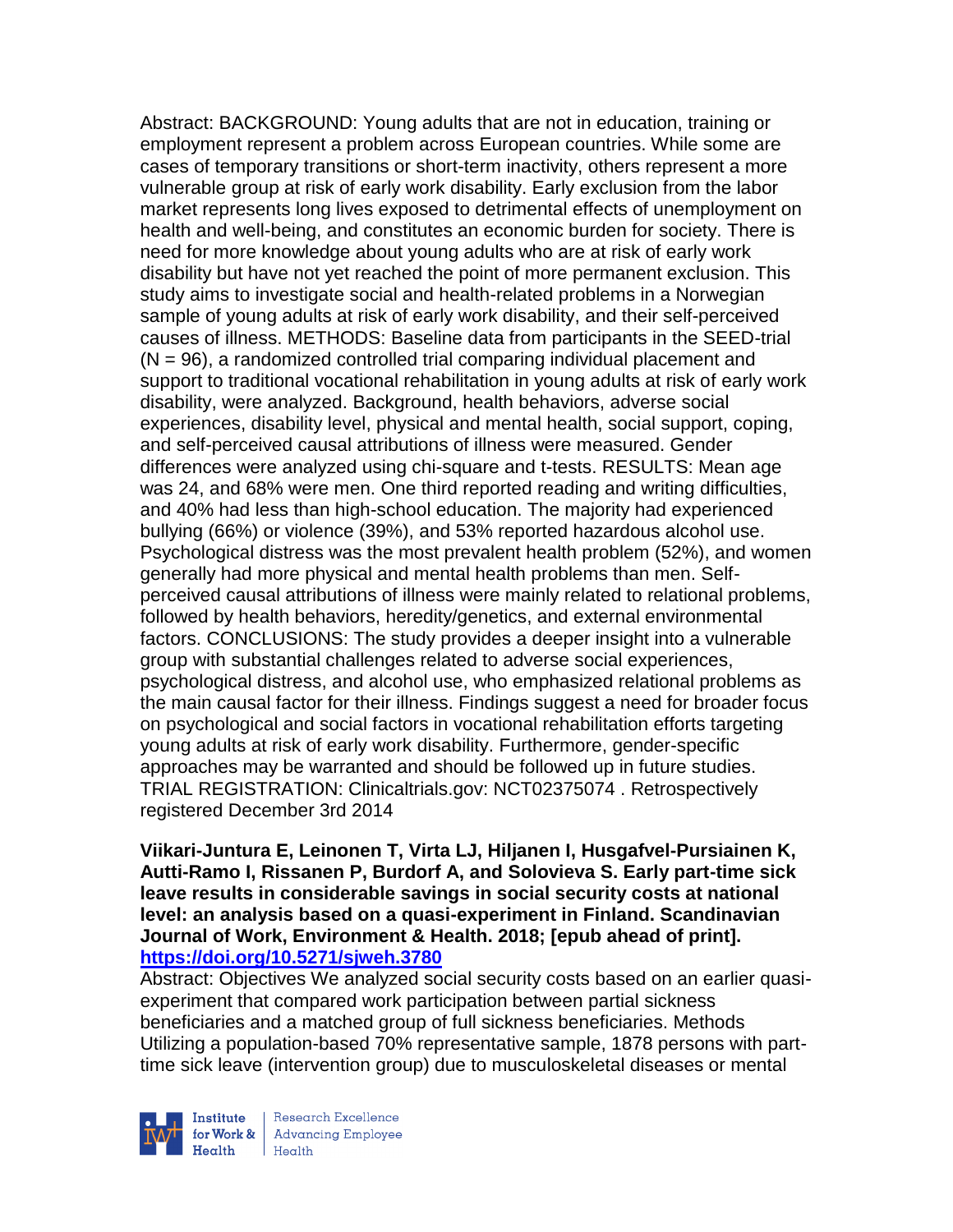Abstract: BACKGROUND: Young adults that are not in education, training or employment represent a problem across European countries. While some are cases of temporary transitions or short-term inactivity, others represent a more vulnerable group at risk of early work disability. Early exclusion from the labor market represents long lives exposed to detrimental effects of unemployment on health and well-being, and constitutes an economic burden for society. There is need for more knowledge about young adults who are at risk of early work disability but have not yet reached the point of more permanent exclusion. This study aims to investigate social and health-related problems in a Norwegian sample of young adults at risk of early work disability, and their self-perceived causes of illness. METHODS: Baseline data from participants in the SEED-trial (N = 96), a randomized controlled trial comparing individual placement and support to traditional vocational rehabilitation in young adults at risk of early work disability, were analyzed. Background, health behaviors, adverse social experiences, disability level, physical and mental health, social support, coping, and self-perceived causal attributions of illness were measured. Gender differences were analyzed using chi-square and t-tests. RESULTS: Mean age was 24, and 68% were men. One third reported reading and writing difficulties, and 40% had less than high-school education. The majority had experienced bullying (66%) or violence (39%), and 53% reported hazardous alcohol use. Psychological distress was the most prevalent health problem (52%), and women generally had more physical and mental health problems than men. Self-perceived causal attributions of illness were mainly related to relational problems, followed by health behaviors, heredity/genetics, and external environmental factors. CONCLUSIONS: The study provides a deeper insight into a vulnerable group with substantial challenges related to adverse social experiences, psychological distress, and alcohol use, who emphasized relational problems as the main causal factor for their illness. Findings suggest a need for broader focus on psychological and social factors in vocational rehabilitation efforts targeting young adults at risk of early work disability. Furthermore, gender-specific approaches may be warranted and should be followed up in future studies. TRIAL REGISTRATION: Clinicaltrials.gov: NCT02375074 . Retrospectively registered December 3rd 2014

**Viikari-Juntura E, Leinonen T, Virta LJ, Hiljanen I, Husgafvel-Pursiainen K, Autti-Ramo I, Rissanen P, Burdorf A, and Solovieva S. Early part-time sick leave results in considerable savings in social security costs at national level: an analysis based on a quasi-experiment in Finland. Scandinavian Journal of Work, Environment & Health. 2018; [epub ahead of print].** **https://doi.org/10.5271/sjweh.3780**

Abstract: Objectives We analyzed social security costs based on an earlier quasi-experiment that compared work participation between partial sickness beneficiaries and a matched group of full sickness beneficiaries. Methods Utilizing a population-based 70% representative sample, 1878 persons with part-time sick leave (intervention group) due to musculoskeletal diseases or mental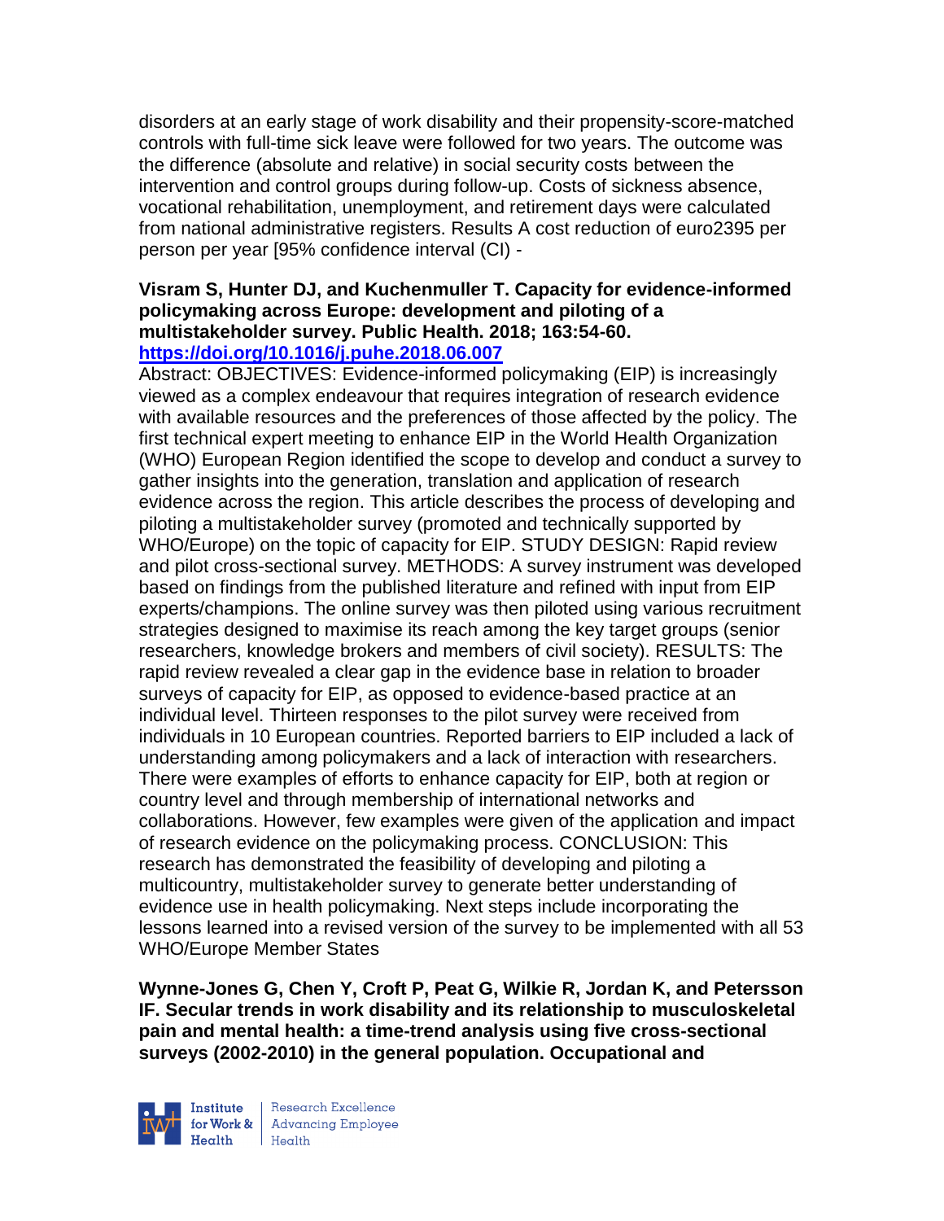disorders at an early stage of work disability and their propensity-score-matched controls with full-time sick leave were followed for two years. The outcome was the difference (absolute and relative) in social security costs between the intervention and control groups during follow-up. Costs of sickness absence, vocational rehabilitation, unemployment, and retirement days were calculated from national administrative registers. Results A cost reduction of euro2395 per person per year [95% confidence interval (CI) -

**Visram S, Hunter DJ, and Kuchenmuller T. Capacity for evidence-informed policymaking across Europe: development and piloting of a multistakeholder survey. Public Health. 2018; 163:54-60.**
**https://doi.org/10.1016/j.puhe.2018.06.007**

Abstract: OBJECTIVES: Evidence-informed policymaking (EIP) is increasingly viewed as a complex endeavour that requires integration of research evidence with available resources and the preferences of those affected by the policy. The first technical expert meeting to enhance EIP in the World Health Organization (WHO) European Region identified the scope to develop and conduct a survey to gather insights into the generation, translation and application of research evidence across the region. This article describes the process of developing and piloting a multistakeholder survey (promoted and technically supported by WHO/Europe) on the topic of capacity for EIP. STUDY DESIGN: Rapid review and pilot cross-sectional survey. METHODS: A survey instrument was developed based on findings from the published literature and refined with input from EIP experts/champions. The online survey was then piloted using various recruitment strategies designed to maximise its reach among the key target groups (senior researchers, knowledge brokers and members of civil society). RESULTS: The rapid review revealed a clear gap in the evidence base in relation to broader surveys of capacity for EIP, as opposed to evidence-based practice at an individual level. Thirteen responses to the pilot survey were received from individuals in 10 European countries. Reported barriers to EIP included a lack of understanding among policymakers and a lack of interaction with researchers. There were examples of efforts to enhance capacity for EIP, both at region or country level and through membership of international networks and collaborations. However, few examples were given of the application and impact of research evidence on the policymaking process. CONCLUSION: This research has demonstrated the feasibility of developing and piloting a multicountry, multistakeholder survey to generate better understanding of evidence use in health policymaking. Next steps include incorporating the lessons learned into a revised version of the survey to be implemented with all 53 WHO/Europe Member States

**Wynne-Jones G, Chen Y, Croft P, Peat G, Wilkie R, Jordan K, and Petersson IF. Secular trends in work disability and its relationship to musculoskeletal pain and mental health: a time-trend analysis using five cross-sectional surveys (2002-2010) in the general population. Occupational and**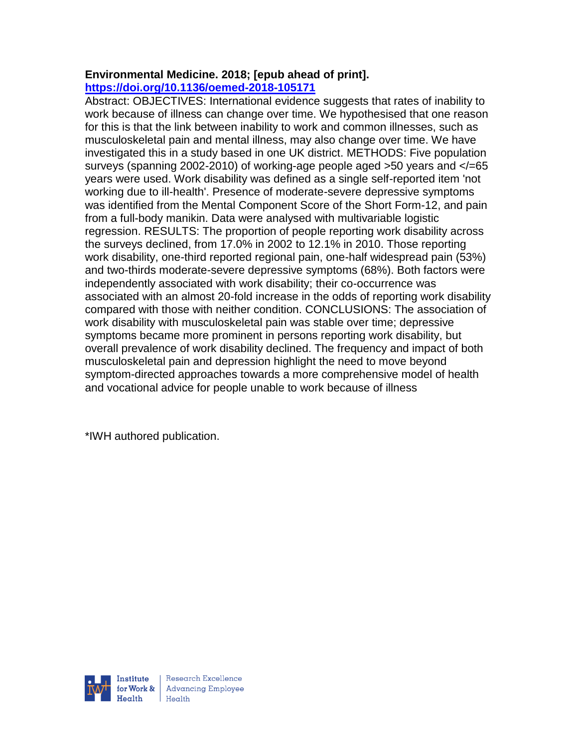**Environmental Medicine. 2018; [epub ahead of print].**
**https://doi.org/10.1136/oemed-2018-105171**

Abstract: OBJECTIVES: International evidence suggests that rates of inability to work because of illness can change over time. We hypothesised that one reason for this is that the link between inability to work and common illnesses, such as musculoskeletal pain and mental illness, may also change over time. We have investigated this in a study based in one UK district. METHODS: Five population surveys (spanning 2002-2010) of working-age people aged >50 years and </=65 years were used. Work disability was defined as a single self-reported item 'not working due to ill-health'. Presence of moderate-severe depressive symptoms was identified from the Mental Component Score of the Short Form-12, and pain from a full-body manikin. Data were analysed with multivariable logistic regression. RESULTS: The proportion of people reporting work disability across the surveys declined, from 17.0% in 2002 to 12.1% in 2010. Those reporting work disability, one-third reported regional pain, one-half widespread pain (53%) and two-thirds moderate-severe depressive symptoms (68%). Both factors were independently associated with work disability; their co-occurrence was associated with an almost 20-fold increase in the odds of reporting work disability compared with those with neither condition. CONCLUSIONS: The association of work disability with musculoskeletal pain was stable over time; depressive symptoms became more prominent in persons reporting work disability, but overall prevalence of work disability declined. The frequency and impact of both musculoskeletal pain and depression highlight the need to move beyond symptom-directed approaches towards a more comprehensive model of health and vocational advice for people unable to work because of illness

*IWH authored publication.